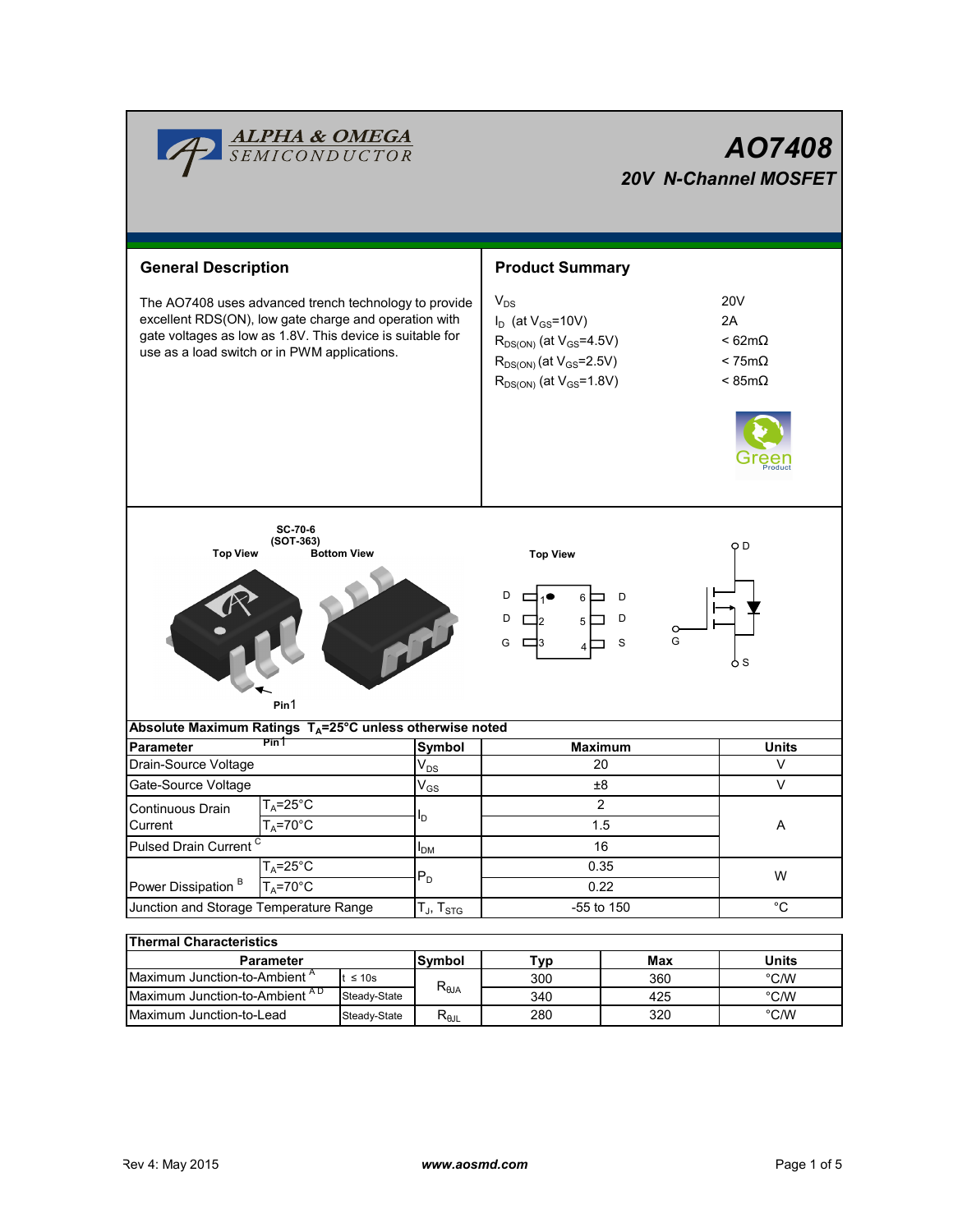# AO7408

## 20V N-Channel MOSFET

## General Description

The AO7408 uses advanced trench technology to provide excellent RDS(ON), low gate charge and operation with gate voltages as low as 1.8V. This device is suitable for use as a load switch or in PWM applications.

## Product Summary

| | |
|---|---|
| $V_{DS}$ | 20V |
| $I_D$ (at $V_{GS}$=10V) | 2A |
| $R_{DS(ON)}$ (at $V_{GS}$=4.5V) | < 62mΩ |
| $R_{DS(ON)}$ (at $V_{GS}$=2.5V) | < 75mΩ |
| $R_{DS(ON)}$ (at $V_{GS}$=1.8V) | < 85mΩ |

SC-70-6 (SOT-363)

Top View | Bottom View

Pin1

Top View

| | | | |
|---|---|---|---|
| D | 1 | 6 | D |
| D | 2 | 5 | D |
| G | 3 | 4 | S |

## Absolute Maximum Ratings $T_A$=25°C unless otherwise noted

| Parameter | | Symbol | Maximum | Units |
|---|---|---|---|---|
| Drain-Source Voltage | | $V_{DS}$ | 20 | V |
| Gate-Source Voltage | | $V_{GS}$ | ±8 | V |
| Continuous Drain Current | $T_A$=25°C | $I_D$ | 2 | A |
| | $T_A$=70°C | | 1.5 | |
| Pulsed Drain Current [C] | | $I_{DM}$ | 16 | |
| Power Dissipation [B] | $T_A$=25°C | $P_D$ | 0.35 | W |
| | $T_A$=70°C | | 0.22 | |
| Junction and Storage Temperature Range | | $T_J$, $T_{STG}$ | -55 to 150 | °C |

## Thermal Characteristics

| Parameter | | Symbol | Typ | Max | Units |
|---|---|---|---|---|---|
| Maximum Junction-to-Ambient [A] | t ≤ 10s | $R_{θJA}$ | 300 | 360 | °C/W |
| Maximum Junction-to-Ambient [A D] | Steady-State | | 340 | 425 | °C/W |
| Maximum Junction-to-Lead | Steady-State | $R_{θJL}$ | 280 | 320 | °C/W |

Rev 4: May 2015 www.aosmd.com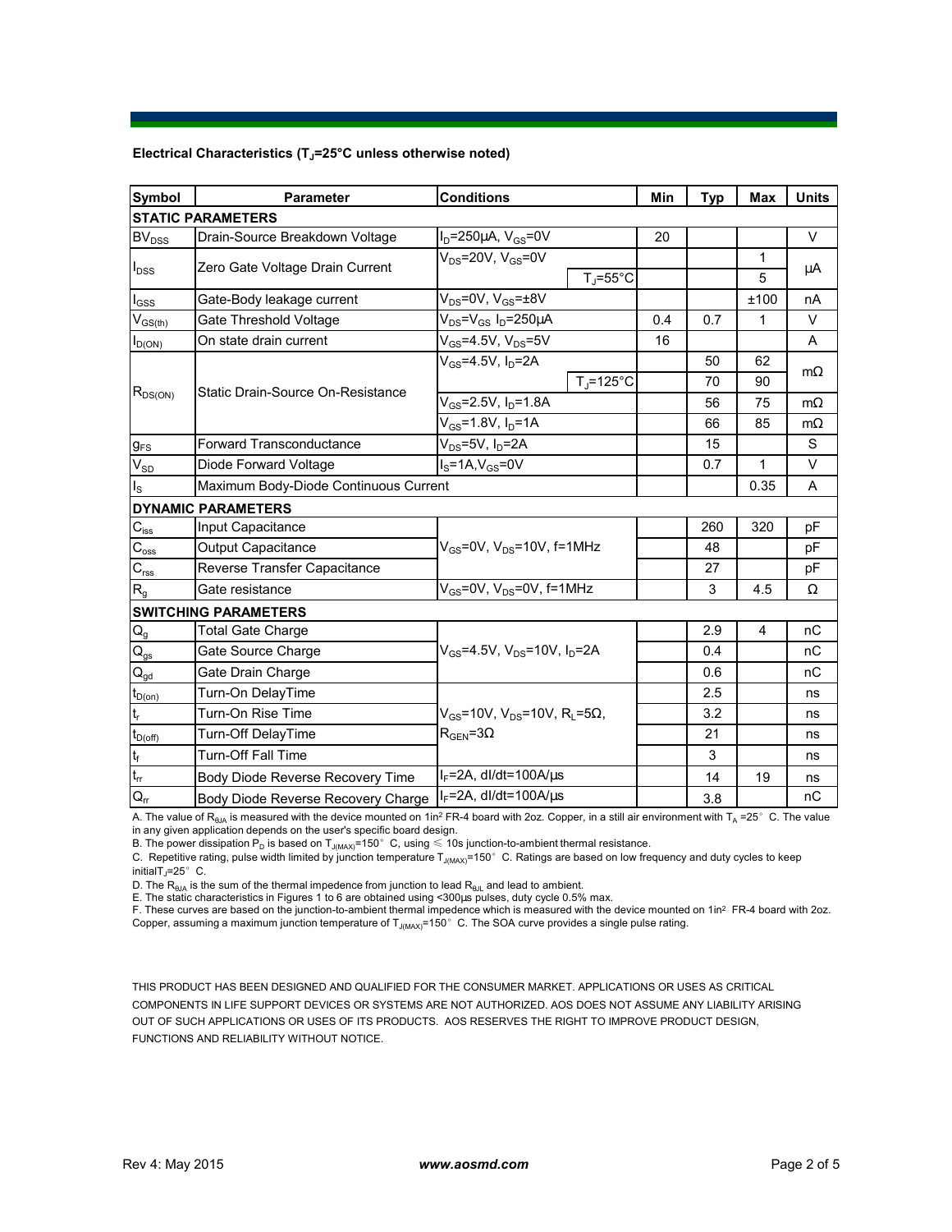### Electrical Characteristics ($T_J$=25°C unless otherwise noted)

| Symbol | Parameter | Conditions | | Min | Typ | Max | Units |
|---|---|---|---|---|---|---|---|
| **STATIC PARAMETERS** | | | | | | | |
| $BV_{DSS}$ | Drain-Source Breakdown Voltage | $I_D$=250µA, $V_{GS}$=0V | | 20 | | | V |
| $I_{DSS}$ | Zero Gate Voltage Drain Current | $V_{DS}$=20V, $V_{GS}$=0V | | | | 1 | µA |
| | | | $T_J$=55°C | | | 5 | |
| $I_{GSS}$ | Gate-Body leakage current | $V_{DS}$=0V, $V_{GS}$=±8V | | | | ±100 | nA |
| $V_{GS(th)}$ | Gate Threshold Voltage | $V_{DS}$=$V_{GS}$ $I_D$=250µA | | 0.4 | 0.7 | 1 | V |
| $I_{D(ON)}$ | On state drain current | $V_{GS}$=4.5V, $V_{DS}$=5V | | 16 | | | A |
| $R_{DS(ON)}$ | Static Drain-Source On-Resistance | $V_{GS}$=4.5V, $I_D$=2A | | | 50 | 62 | mΩ |
| | | | $T_J$=125°C | | 70 | 90 | |
| | | $V_{GS}$=2.5V, $I_D$=1.8A | | | 56 | 75 | mΩ |
| | | $V_{GS}$=1.8V, $I_D$=1A | | | 66 | 85 | mΩ |
| $g_{FS}$ | Forward Transconductance | $V_{DS}$=5V, $I_D$=2A | | | 15 | | S |
| $V_{SD}$ | Diode Forward Voltage | $I_S$=1A,$V_{GS}$=0V | | | 0.7 | 1 | V |
| $I_S$ | Maximum Body-Diode Continuous Current | | | | | 0.35 | A |
| **DYNAMIC PARAMETERS** | | | | | | | |
| $C_{iss}$ | Input Capacitance | $V_{GS}$=0V, $V_{DS}$=10V, f=1MHz | | | 260 | 320 | pF |
| $C_{oss}$ | Output Capacitance | | | | 48 | | pF |
| $C_{rss}$ | Reverse Transfer Capacitance | | | | 27 | | pF |
| $R_g$ | Gate resistance | $V_{GS}$=0V, $V_{DS}$=0V, f=1MHz | | | 3 | 4.5 | Ω |
| **SWITCHING PARAMETERS** | | | | | | | |
| $Q_g$ | Total Gate Charge | $V_{GS}$=4.5V, $V_{DS}$=10V, $I_D$=2A | | | 2.9 | 4 | nC |
| $Q_{gs}$ | Gate Source Charge | | | | 0.4 | | nC |
| $Q_{gd}$ | Gate Drain Charge | | | | 0.6 | | nC |
| $t_{D(on)}$ | Turn-On DelayTime | $V_{GS}$=10V, $V_{DS}$=10V, $R_L$=5Ω, $R_{GEN}$=3Ω | | | 2.5 | | ns |
| $t_r$ | Turn-On Rise Time | | | | 3.2 | | ns |
| $t_{D(off)}$ | Turn-Off DelayTime | | | | 21 | | ns |
| $t_f$ | Turn-Off Fall Time | | | | 3 | | ns |
| $t_{rr}$ | Body Diode Reverse Recovery Time | $I_F$=2A, dI/dt=100A/µs | | | 14 | 19 | ns |
| $Q_{rr}$ | Body Diode Reverse Recovery Charge | $I_F$=2A, dI/dt=100A/µs | | | 3.8 | | nC |

A. The value of $R_{\theta JA}$ is measured with the device mounted on 1in² FR-4 board with 2oz. Copper, in a still air environment with $T_A$ =25°C. The value in any given application depends on the user's specific board design.

B. The power dissipation $P_D$ is based on $T_{J(MAX)}$=150°C, using ≤ 10s junction-to-ambient thermal resistance.

C. Repetitive rating, pulse width limited by junction temperature $T_{J(MAX)}$=150°C. Ratings are based on low frequency and duty cycles to keep initial $T_J$=25°C.

D. The $R_{\theta JA}$ is the sum of the thermal impedence from junction to lead $R_{\theta JL}$ and lead to ambient.

E. The static characteristics in Figures 1 to 6 are obtained using <300µs pulses, duty cycle 0.5% max.

F. These curves are based on the junction-to-ambient thermal impedence which is measured with the device mounted on 1in² FR-4 board with 2oz. Copper, assuming a maximum junction temperature of $T_{J(MAX)}$=150°C. The SOA curve provides a single pulse rating.

THIS PRODUCT HAS BEEN DESIGNED AND QUALIFIED FOR THE CONSUMER MARKET. APPLICATIONS OR USES AS CRITICAL COMPONENTS IN LIFE SUPPORT DEVICES OR SYSTEMS ARE NOT AUTHORIZED. AOS DOES NOT ASSUME ANY LIABILITY ARISING OUT OF SUCH APPLICATIONS OR USES OF ITS PRODUCTS. AOS RESERVES THE RIGHT TO IMPROVE PRODUCT DESIGN, FUNCTIONS AND RELIABILITY WITHOUT NOTICE.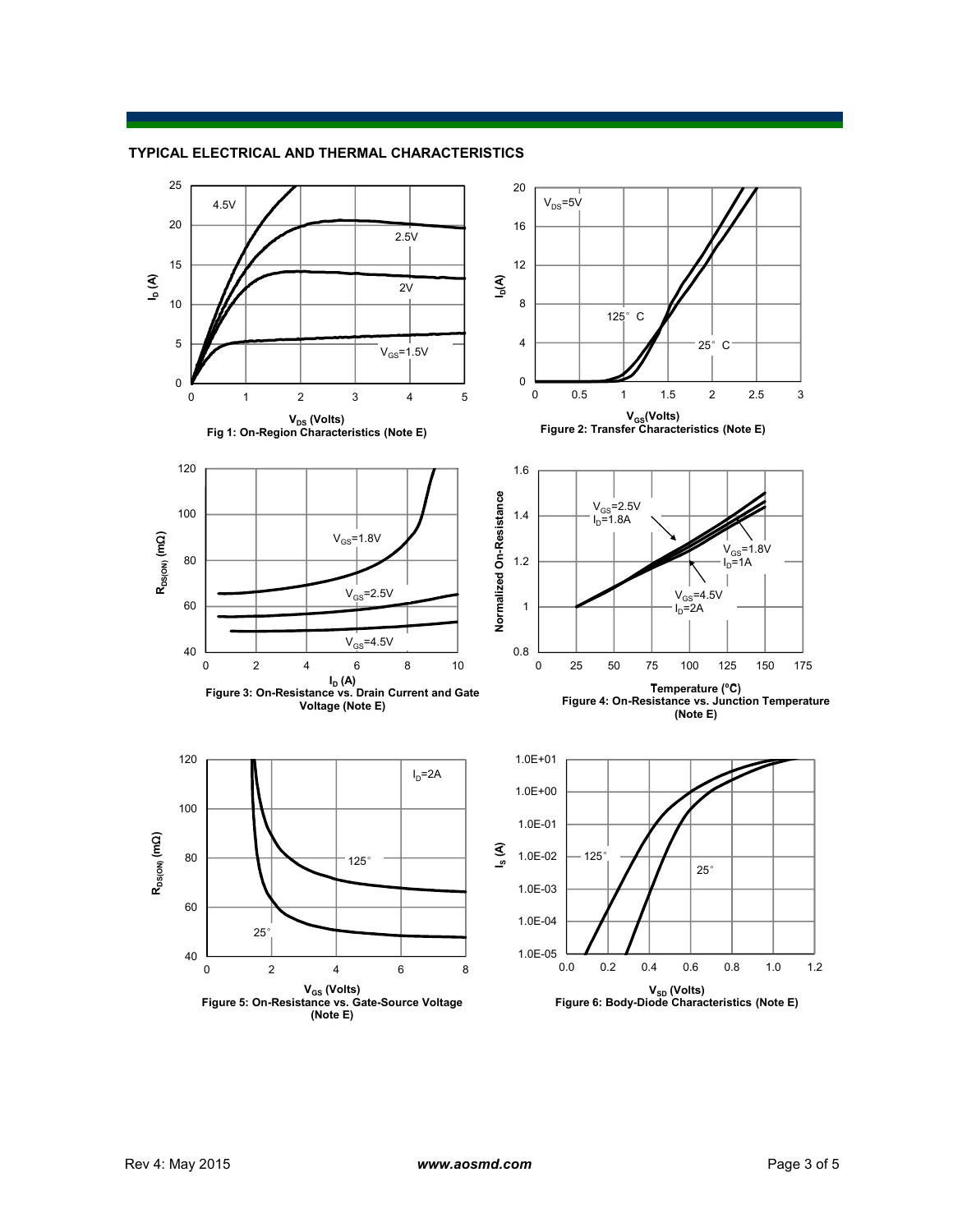## TYPICAL ELECTRICAL AND THERMAL CHARACTERISTICS

Fig 1: On-Region Characteristics (Note E)

Figure 2: Transfer Characteristics (Note E)

Figure 3: On-Resistance vs. Drain Current and Gate Voltage (Note E)

Figure 4: On-Resistance vs. Junction Temperature (Note E)

Figure 5: On-Resistance vs. Gate-Source Voltage (Note E)

Figure 6: Body-Diode Characteristics (Note E)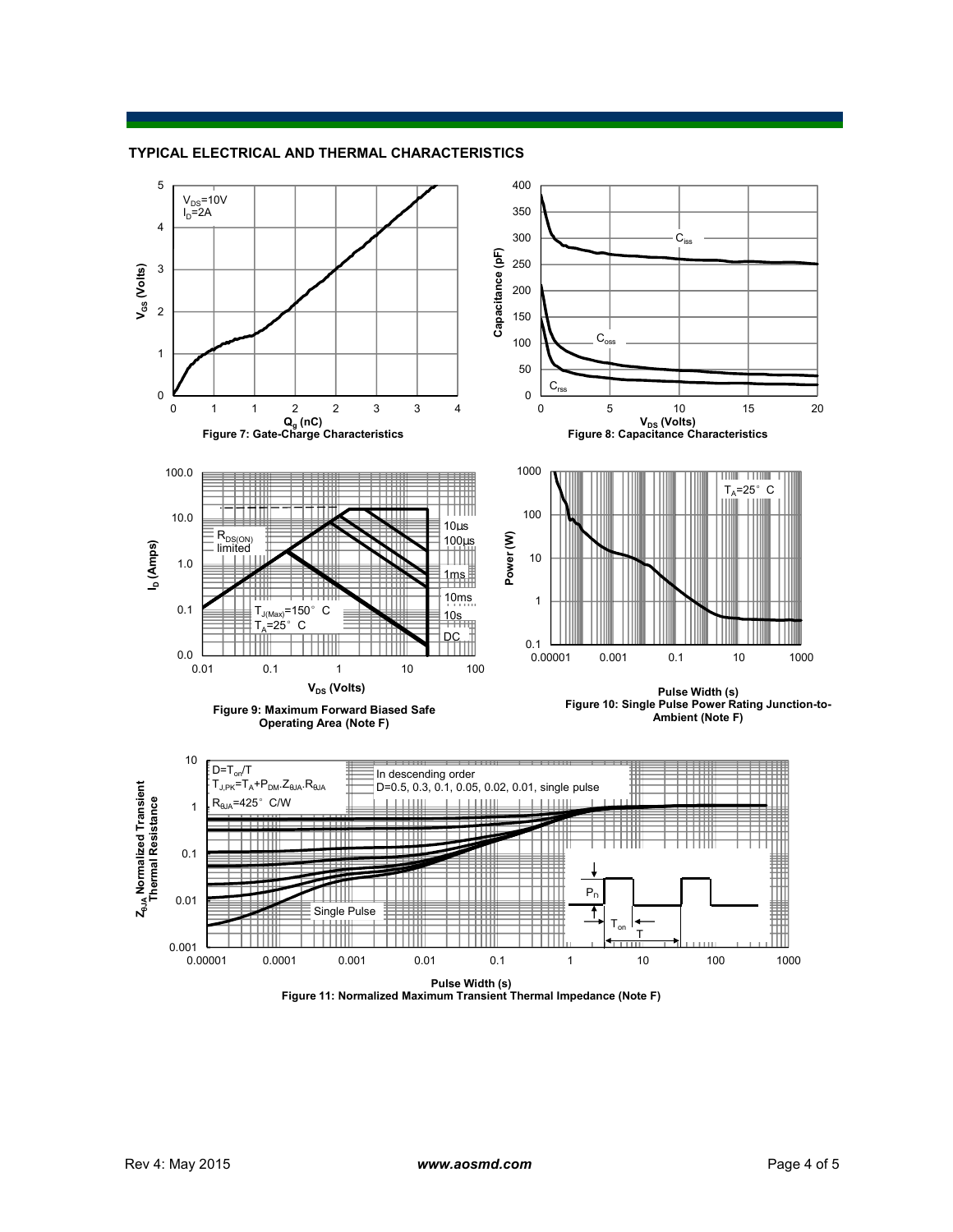## TYPICAL ELECTRICAL AND THERMAL CHARACTERISTICS

$V_{DS}$=10V
$I_D$=2A

$V_{GS}$ (Volts)

$Q_g$ (nC)

Figure 7: Gate-Charge Characteristics

$C_{iss}$

$C_{oss}$

$C_{rss}$

Capacitance (pF)

$V_{DS}$ (Volts)

Figure 8: Capacitance Characteristics

$R_{DS(ON)}$ limited

10µs

100µs

1ms

10ms

10s

DC

$T_{J(Max)}$=150° C
$T_A$=25° C

$I_D$ (Amps)

$V_{DS}$ (Volts)

Figure 9: Maximum Forward Biased Safe Operating Area (Note F)

$T_A$=25° C

Power (W)

Pulse Width (s)

Figure 10: Single Pulse Power Rating Junction-to-Ambient (Note F)

D=$T_{on}$/T
$T_{J,PK}$=$T_A$+$P_{DM}$.$Z_{\theta JA}$.$R_{\theta JA}$
$R_{\theta JA}$=425° C/W

In descending order
D=0.5, 0.3, 0.1, 0.05, 0.02, 0.01, single pulse

Single Pulse

$P_D$

$T_{on}$

T

$Z_{\theta JA}$ Normalized Transient Thermal Resistance

Pulse Width (s)

Figure 11: Normalized Maximum Transient Thermal Impedance (Note F)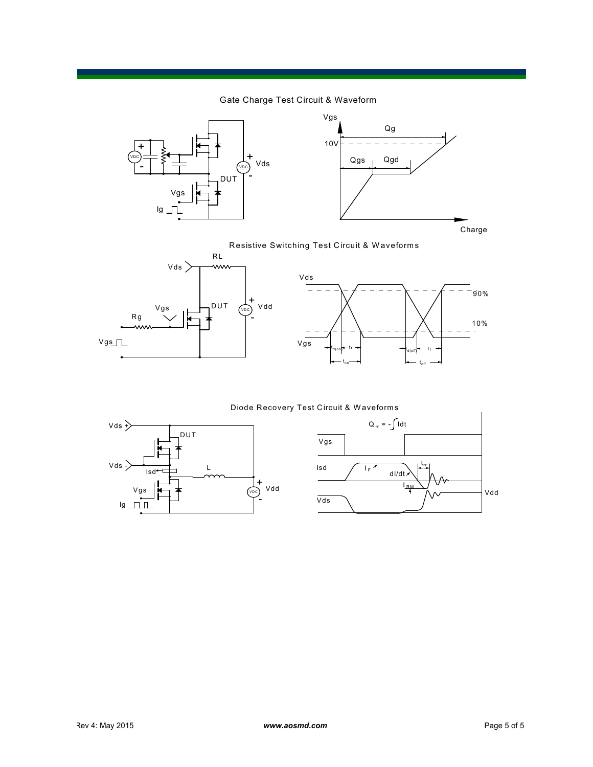## Gate Charge Test Circuit & Waveform

VDC

Vds

DUT

Vgs

Ig

Vgs

Qg

10V

Qgs

Qgd

Charge

## Resistive Switching Test Circuit & Waveforms

RL

Vds

DUT

Vgs

Rg

Vgs

Vdd

VDC

Vds

90%

10%

Vgs

$t_{d(on)}$ $t_r$

$t_{on}$

$t_{d(off)}$ $t_f$

$t_{off}$

## Diode Recovery Test Circuit & Waveforms

Vds +

DUT

Vds -

Isd

L

Vgs

Ig

Vdd

VDC

$Q_{rr} = -\int Idt$

Vgs

Isd

$I_F$

dI/dt

$t_{rr}$

$I_{RM}$

Vdd

Vds

Rev 4: May 2015 www.aosmd.com